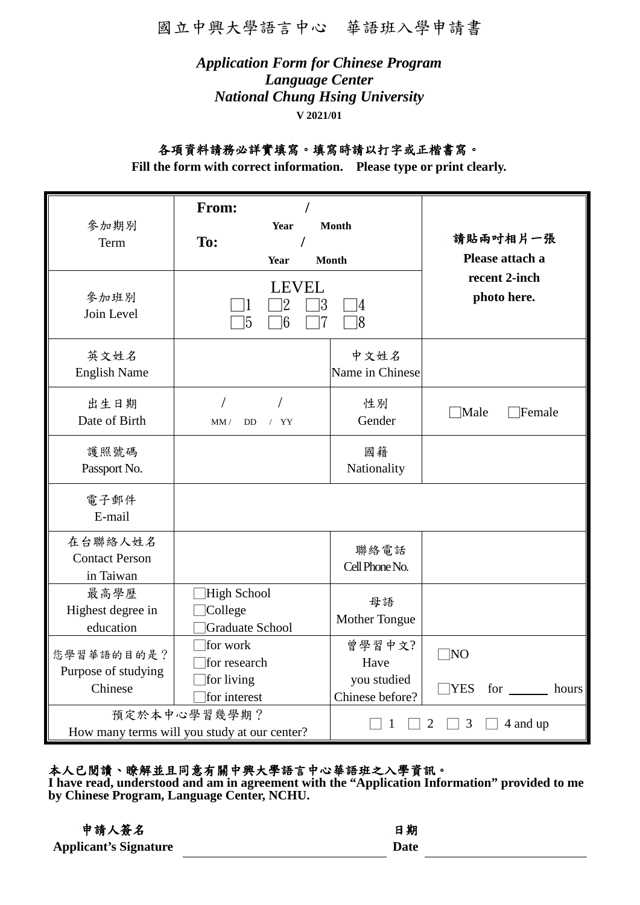# 國立中興大學語言中心　華語班入學申請書

***Application Form for Chinese Program***
***Language Center***
***National Chung Hsing University***

**V 2021/01**

**各項資料請務必詳實填寫。填寫時請以打字或正楷書寫。**
**Fill the form with correct information.　Please type or print clearly.**

| 參加期別<br>Term | **From:** / <br>**Year Month**<br>**To:** /<br>**Year Month** | | **請貼兩吋相片一張**<br>**Please attach a recent 2-inch photo here.** |
|---|---|---|---|
| 參加班別<br>Join Level | LEVEL<br>□1 □2 □3 □4<br>□5 □6 □7 □8 | | |
| 英文姓名<br>English Name | | 中文姓名<br>Name in Chinese | |
| 出生日期<br>Date of Birth | / /<br>MM / DD / YY | 性別<br>Gender | □Male □Female |
| 護照號碼<br>Passport No. | | 國籍<br>Nationality | |
| 電子郵件<br>E-mail | | | |
| 在台聯絡人姓名<br>Contact Person in Taiwan | | 聯絡電話<br>Cell Phone No. | |
| 最高學歷<br>Highest degree in education | □High School<br>□College<br>□Graduate School | 母語<br>Mother Tongue | |
| 您學習華語的目的是？<br>Purpose of studying Chinese | □for work<br>□for research<br>□for living<br>□for interest | 曾學習中文?<br>Have you studied Chinese before? | □NO<br>□YES for ______ hours |
| 預定於本中心學習幾學期？<br>How many terms will you study at our center? | | □ 1 □ 2 □ 3 □ 4 and up | |

**本人已閱讀、瞭解並且同意有關中興大學語言中心華語班之入學資訊。**
**I have read, understood and am in agreement with the “Application Information” provided to me by Chinese Program, Language Center, NCHU.**

**申請人簽名**
**Applicant’s Signature** ______________________

**日期**
**Date** ______________________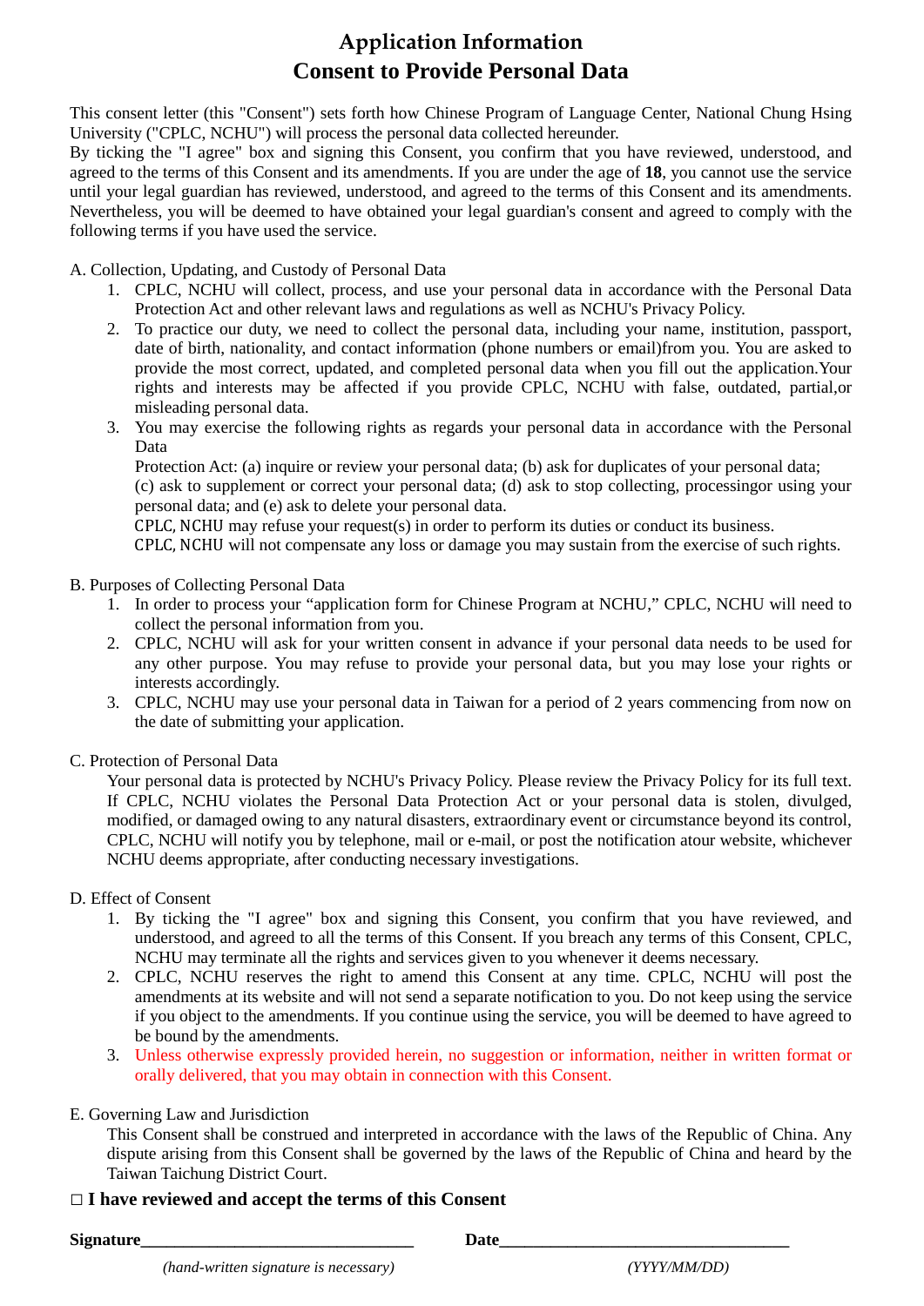# Application Information
# Consent to Provide Personal Data

This consent letter (this "Consent") sets forth how Chinese Program of Language Center, National Chung Hsing University ("CPLC, NCHU") will process the personal data collected hereunder.
By ticking the "I agree" box and signing this Consent, you confirm that you have reviewed, understood, and agreed to the terms of this Consent and its amendments. If you are under the age of **18**, you cannot use the service until your legal guardian has reviewed, understood, and agreed to the terms of this Consent and its amendments. Nevertheless, you will be deemed to have obtained your legal guardian's consent and agreed to comply with the following terms if you have used the service.

A. Collection, Updating, and Custody of Personal Data

1. CPLC, NCHU will collect, process, and use your personal data in accordance with the Personal Data Protection Act and other relevant laws and regulations as well as NCHU's Privacy Policy.
2. To practice our duty, we need to collect the personal data, including your name, institution, passport, date of birth, nationality, and contact information (phone numbers or email)from you. You are asked to provide the most correct, updated, and completed personal data when you fill out the application.Your rights and interests may be affected if you provide CPLC, NCHU with false, outdated, partial,or misleading personal data.
3. You may exercise the following rights as regards your personal data in accordance with the Personal Data
   Protection Act: (a) inquire or review your personal data; (b) ask for duplicates of your personal data;
   (c) ask to supplement or correct your personal data; (d) ask to stop collecting, processingor using your personal data; and (e) ask to delete your personal data.
   CPLC, NCHU may refuse your request(s) in order to perform its duties or conduct its business.
   CPLC, NCHU will not compensate any loss or damage you may sustain from the exercise of such rights.

B. Purposes of Collecting Personal Data

1. In order to process your "application form for Chinese Program at NCHU," CPLC, NCHU will need to collect the personal information from you.
2. CPLC, NCHU will ask for your written consent in advance if your personal data needs to be used for any other purpose. You may refuse to provide your personal data, but you may lose your rights or interests accordingly.
3. CPLC, NCHU may use your personal data in Taiwan for a period of 2 years commencing from now on the date of submitting your application.

C. Protection of Personal Data

Your personal data is protected by NCHU's Privacy Policy. Please review the Privacy Policy for its full text. If CPLC, NCHU violates the Personal Data Protection Act or your personal data is stolen, divulged, modified, or damaged owing to any natural disasters, extraordinary event or circumstance beyond its control, CPLC, NCHU will notify you by telephone, mail or e-mail, or post the notification atour website, whichever NCHU deems appropriate, after conducting necessary investigations.

D. Effect of Consent

1. By ticking the "I agree" box and signing this Consent, you confirm that you have reviewed, and understood, and agreed to all the terms of this Consent. If you breach any terms of this Consent, CPLC, NCHU may terminate all the rights and services given to you whenever it deems necessary.
2. CPLC, NCHU reserves the right to amend this Consent at any time. CPLC, NCHU will post the amendments at its website and will not send a separate notification to you. Do not keep using the service if you object to the amendments. If you continue using the service, you will be deemed to have agreed to be bound by the amendments.
3. Unless otherwise expressly provided herein, no suggestion or information, neither in written format or orally delivered, that you may obtain in connection with this Consent.

E. Governing Law and Jurisdiction

This Consent shall be construed and interpreted in accordance with the laws of the Republic of China. Any dispute arising from this Consent shall be governed by the laws of the Republic of China and heard by the Taiwan Taichung District Court.

**□ I have reviewed and accept the terms of this Consent**

**Signature**________________________________ **Date**__________________________________

*(hand-written signature is necessary)* *(YYYY/MM/DD)*